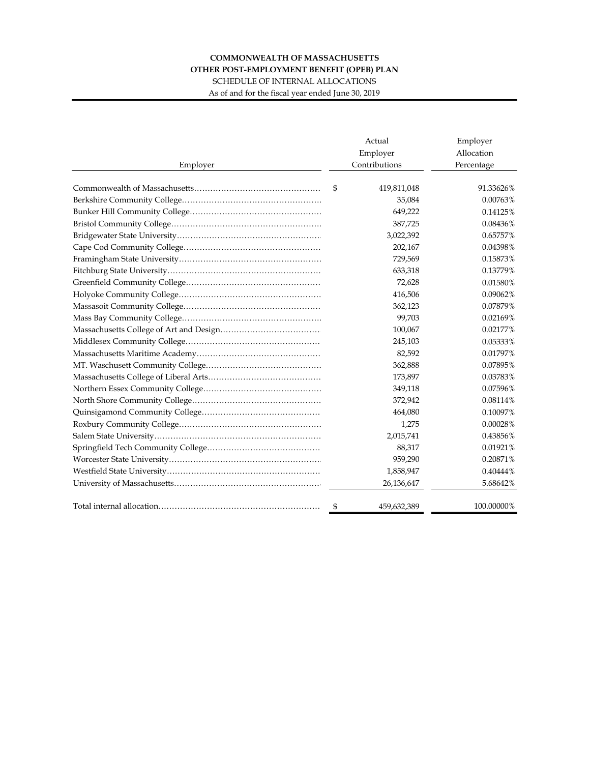**COMMONWEALTH OF MASSACHUSETTS**
**OTHER POST-EMPLOYMENT BENEFIT (OPEB) PLAN**
SCHEDULE OF INTERNAL ALLOCATIONS
As of and for the fiscal year ended June 30, 2019

| Employer | Actual Employer Contributions | Employer Allocation Percentage |
|---|---|---|
| Commonwealth of Massachusetts | $ 419,811,048 | 91.33626% |
| Berkshire Community College | 35,084 | 0.00763% |
| Bunker Hill Community College | 649,222 | 0.14125% |
| Bristol Community College | 387,725 | 0.08436% |
| Bridgewater State University | 3,022,392 | 0.65757% |
| Cape Cod Community College | 202,167 | 0.04398% |
| Framingham State University | 729,569 | 0.15873% |
| Fitchburg State University | 633,318 | 0.13779% |
| Greenfield Community College | 72,628 | 0.01580% |
| Holyoke Community College | 416,506 | 0.09062% |
| Massasoit Community College | 362,123 | 0.07879% |
| Mass Bay Community College | 99,703 | 0.02169% |
| Massachusetts College of Art and Design | 100,067 | 0.02177% |
| Middlesex Community College | 245,103 | 0.05333% |
| Massachusetts Maritime Academy | 82,592 | 0.01797% |
| MT. Waschusett Community College | 362,888 | 0.07895% |
| Massachusetts College of Liberal Arts | 173,897 | 0.03783% |
| Northern Essex Community College | 349,118 | 0.07596% |
| North Shore Community College | 372,942 | 0.08114% |
| Quinsigamond Community College | 464,080 | 0.10097% |
| Roxbury Community College | 1,275 | 0.00028% |
| Salem State University | 2,015,741 | 0.43856% |
| Springfield Tech Community College | 88,317 | 0.01921% |
| Worcester State University | 959,290 | 0.20871% |
| Westfield State University | 1,858,947 | 0.40444% |
| University of Massachusetts | 26,136,647 | 5.68642% |
| Total internal allocation | $ 459,632,389 | 100.00000% |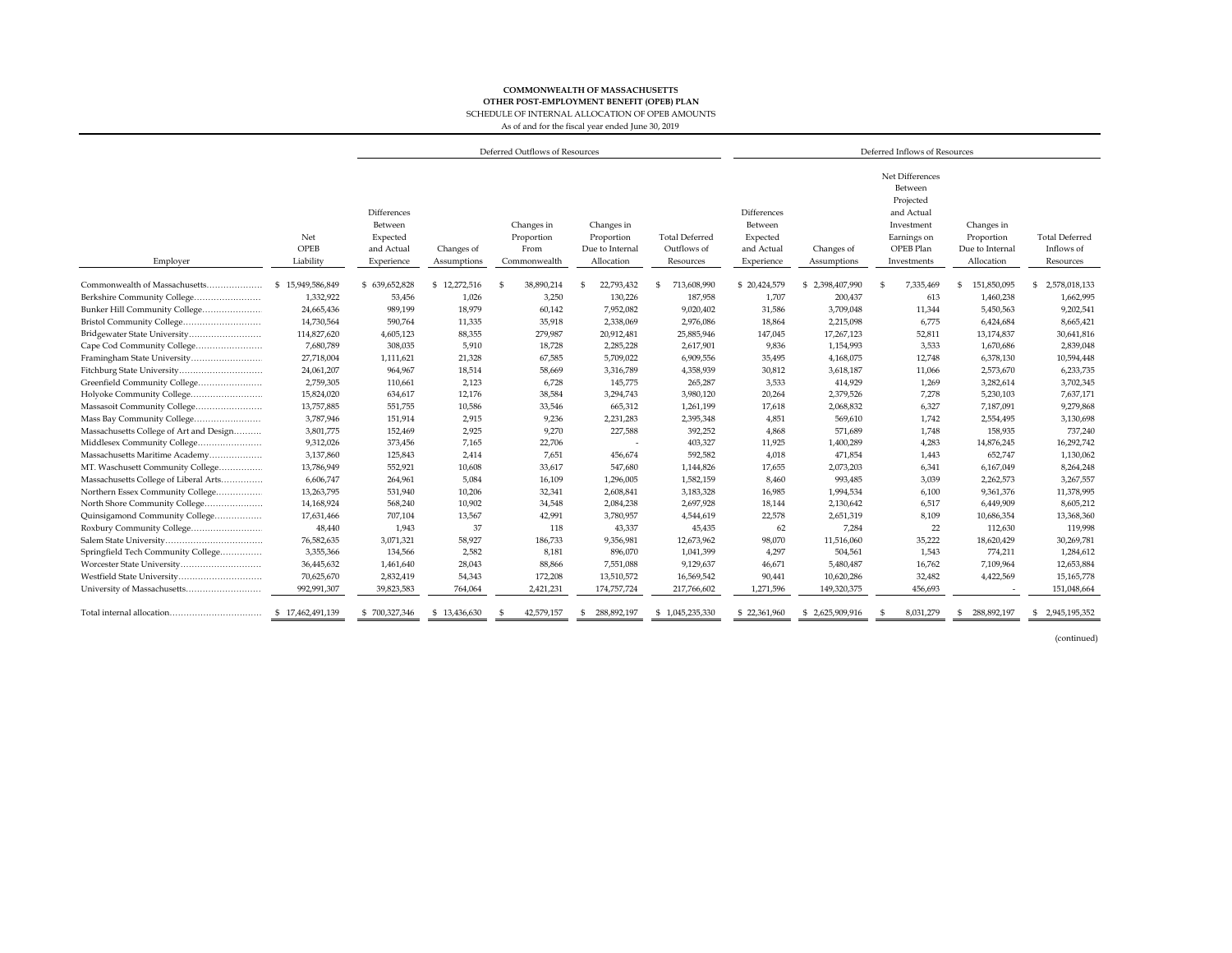**COMMONWEALTH OF MASSACHUSETTS**
**OTHER POST-EMPLOYMENT BENEFIT (OPEB) PLAN**
SCHEDULE OF INTERNAL ALLOCATION OF OPEB AMOUNTS
As of and for the fiscal year ended June 30, 2019

| | | Deferred Outflows of Resources | | | | | Deferred Inflows of Resources | | | | |
|---|---|---|---|---|---|---|---|---|---|---|---|
| Employer | Net OPEB Liability | Differences Between Expected and Actual Experience | Changes of Assumptions | Changes in Proportion From Commonwealth | Changes in Proportion Due to Internal Allocation | Total Deferred Outflows of Resources | Differences Between Expected and Actual Experience | Changes of Assumptions | Net Differences Between Projected and Actual Investment Earnings on OPEB Plan Investments | Changes in Proportion Due to Internal Allocation | Total Deferred Inflows of Resources |
| Commonwealth of Massachusetts | $ 15,949,586,849 | $ 639,652,828 | $ 12,272,516 | $ 38,890,214 | $ 22,793,432 | $ 713,608,990 | $ 20,424,579 | $ 2,398,407,990 | $ 7,335,469 | $ 151,850,095 | $ 2,578,018,133 |
| Berkshire Community College | 1,332,922 | 53,456 | 1,026 | 3,250 | 130,226 | 187,958 | 1,707 | 200,437 | 613 | 1,460,238 | 1,662,995 |
| Bunker Hill Community College | 24,665,436 | 989,199 | 18,979 | 60,142 | 7,952,082 | 9,020,402 | 31,586 | 3,709,048 | 11,344 | 5,450,563 | 9,202,541 |
| Bristol Community College | 14,730,564 | 590,764 | 11,335 | 35,918 | 2,338,069 | 2,976,086 | 18,864 | 2,215,098 | 6,775 | 6,424,684 | 8,665,421 |
| Bridgewater State University | 114,827,620 | 4,605,123 | 88,355 | 279,987 | 20,912,481 | 25,885,946 | 147,045 | 17,267,123 | 52,811 | 13,174,837 | 30,641,816 |
| Cape Cod Community College | 7,680,789 | 308,035 | 5,910 | 18,728 | 2,285,228 | 2,617,901 | 9,836 | 1,154,993 | 3,533 | 1,670,686 | 2,839,048 |
| Framingham State University | 27,718,004 | 1,111,621 | 21,328 | 67,585 | 5,709,022 | 6,909,556 | 35,495 | 4,168,075 | 12,748 | 6,378,130 | 10,594,448 |
| Fitchburg State University | 24,061,207 | 964,967 | 18,514 | 58,669 | 3,316,789 | 4,358,939 | 30,812 | 3,618,187 | 11,066 | 2,573,670 | 6,233,735 |
| Greenfield Community College | 2,759,305 | 110,661 | 2,123 | 6,728 | 145,775 | 265,287 | 3,533 | 414,929 | 1,269 | 3,282,614 | 3,702,345 |
| Holyoke Community College | 15,824,020 | 634,617 | 12,176 | 38,584 | 3,294,743 | 3,980,120 | 20,264 | 2,379,526 | 7,278 | 5,230,103 | 7,637,171 |
| Massasoit Community College | 13,757,885 | 551,755 | 10,586 | 33,546 | 665,312 | 1,261,199 | 17,618 | 2,068,832 | 6,327 | 7,187,091 | 9,279,868 |
| Mass Bay Community College | 3,787,946 | 151,914 | 2,915 | 9,236 | 2,231,283 | 2,395,348 | 4,851 | 569,610 | 1,742 | 2,554,495 | 3,130,698 |
| Massachusetts College of Art and Design | 3,801,775 | 152,469 | 2,925 | 9,270 | 227,588 | 392,252 | 4,868 | 571,689 | 1,748 | 158,935 | 737,240 |
| Middlesex Community College | 9,312,026 | 373,456 | 7,165 | 22,706 | - | 403,327 | 11,925 | 1,400,289 | 4,283 | 14,876,245 | 16,292,742 |
| Massachusetts Maritime Academy | 3,137,860 | 125,843 | 2,414 | 7,651 | 456,674 | 592,582 | 4,018 | 471,854 | 1,443 | 652,747 | 1,130,062 |
| MT. Waschusett Community College | 13,786,949 | 552,921 | 10,608 | 33,617 | 547,680 | 1,144,826 | 17,655 | 2,073,203 | 6,341 | 6,167,049 | 8,264,248 |
| Massachusetts College of Liberal Arts | 6,606,747 | 264,961 | 5,084 | 16,109 | 1,296,005 | 1,582,159 | 8,460 | 993,485 | 3,039 | 2,262,573 | 3,267,557 |
| Northern Essex Community College | 13,263,795 | 531,940 | 10,206 | 32,341 | 2,608,841 | 3,183,328 | 16,985 | 1,994,534 | 6,100 | 9,361,376 | 11,378,995 |
| North Shore Community College | 14,168,924 | 568,240 | 10,902 | 34,548 | 2,084,238 | 2,697,928 | 18,144 | 2,130,642 | 6,517 | 6,449,909 | 8,605,212 |
| Quinsigamond Community College | 17,631,466 | 707,104 | 13,567 | 42,991 | 3,780,957 | 4,544,619 | 22,578 | 2,651,319 | 8,109 | 10,686,354 | 13,368,360 |
| Roxbury Community College | 48,440 | 1,943 | 37 | 118 | 43,337 | 45,435 | 62 | 7,284 | 22 | 112,630 | 119,998 |
| Salem State University | 76,582,635 | 3,071,321 | 58,927 | 186,733 | 9,356,981 | 12,673,962 | 98,070 | 11,516,060 | 35,222 | 18,620,429 | 30,269,781 |
| Springfield Tech Community College | 3,355,366 | 134,566 | 2,582 | 8,181 | 896,070 | 1,041,399 | 4,297 | 504,561 | 1,543 | 774,211 | 1,284,612 |
| Worcester State University | 36,445,632 | 1,461,640 | 28,043 | 88,866 | 7,551,088 | 9,129,637 | 46,671 | 5,480,487 | 16,762 | 7,109,964 | 12,653,884 |
| Westfield State University | 70,625,670 | 2,832,419 | 54,343 | 172,208 | 13,510,572 | 16,569,542 | 90,441 | 10,620,286 | 32,482 | 4,422,569 | 15,165,778 |
| University of Massachusetts | 992,991,307 | 39,823,583 | 764,064 | 2,421,231 | 174,757,724 | 217,766,602 | 1,271,596 | 149,320,375 | 456,693 | - | 151,048,664 |
| Total internal allocation | $ 17,462,491,139 | $ 700,327,346 | $ 13,436,630 | $ 42,579,157 | $ 288,892,197 | $ 1,045,235,330 | $ 22,361,960 | $ 2,625,909,916 | $ 8,031,279 | $ 288,892,197 | $ 2,945,195,352 |

(continued)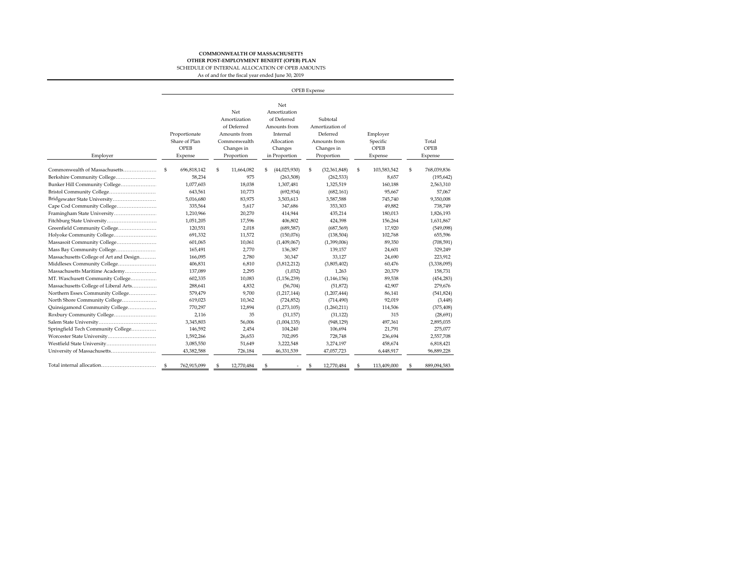**COMMONWEALTH OF MASSACHUSETTS**
**OTHER POST-EMPLOYMENT BENEFIT (OPEB) PLAN**
SCHEDULE OF INTERNAL ALLOCATION OF OPEB AMOUNTS
As of and for the fiscal year ended June 30, 2019

| | OPEB Expense | | | | | |
|---|---|---|---|---|---|---|
| Employer | Proportionate Share of Plan OPEB Expense | Net Amortization of Deferred Amounts from Commonwealth Changes in Proportion | Net Amortization of Deferred Amounts from Internal Allocation Changes in Proportion | Subtotal Amortization of Deferred Amounts from Changes in Proportion | Employer Specific OPEB Expense | Total OPEB Expense |
| Commonwealth of Massachusetts | $ 696,818,142 | $ 11,664,082 | $ (44,025,930) | $ (32,361,848) | $ 103,583,542 | $ 768,039,836 |
| Berkshire Community College | 58,234 | 975 | (263,508) | (262,533) | 8,657 | (195,642) |
| Bunker Hill Community College | 1,077,603 | 18,038 | 1,307,481 | 1,325,519 | 160,188 | 2,563,310 |
| Bristol Community College | 643,561 | 10,773 | (692,934) | (682,161) | 95,667 | 57,067 |
| Bridgewater State University | 5,016,680 | 83,975 | 3,503,613 | 3,587,588 | 745,740 | 9,350,008 |
| Cape Cod Community College | 335,564 | 5,617 | 347,686 | 353,303 | 49,882 | 738,749 |
| Framingham State University | 1,210,966 | 20,270 | 414,944 | 435,214 | 180,013 | 1,826,193 |
| Fitchburg State University | 1,051,205 | 17,596 | 406,802 | 424,398 | 156,264 | 1,631,867 |
| Greenfield Community College | 120,551 | 2,018 | (689,587) | (687,569) | 17,920 | (549,098) |
| Holyoke Community College | 691,332 | 11,572 | (150,076) | (138,504) | 102,768 | 655,596 |
| Massasoit Community College | 601,065 | 10,061 | (1,409,067) | (1,399,006) | 89,350 | (708,591) |
| Mass Bay Community College | 165,491 | 2,770 | 136,387 | 139,157 | 24,601 | 329,249 |
| Massachusetts College of Art and Design | 166,095 | 2,780 | 30,347 | 33,127 | 24,690 | 223,912 |
| Middlesex Community College | 406,831 | 6,810 | (3,812,212) | (3,805,402) | 60,476 | (3,338,095) |
| Massachusetts Maritime Academy | 137,089 | 2,295 | (1,032) | 1,263 | 20,379 | 158,731 |
| MT. Waschusett Community College | 602,335 | 10,083 | (1,156,239) | (1,146,156) | 89,538 | (454,283) |
| Massachusetts College of Liberal Arts | 288,641 | 4,832 | (56,704) | (51,872) | 42,907 | 279,676 |
| Northern Essex Community College | 579,479 | 9,700 | (1,217,144) | (1,207,444) | 86,141 | (541,824) |
| North Shore Community College | 619,023 | 10,362 | (724,852) | (714,490) | 92,019 | (3,448) |
| Quinsigamond Community College | 770,297 | 12,894 | (1,273,105) | (1,260,211) | 114,506 | (375,408) |
| Roxbury Community College | 2,116 | 35 | (31,157) | (31,122) | 315 | (28,691) |
| Salem State University | 3,345,803 | 56,006 | (1,004,135) | (948,129) | 497,361 | 2,895,035 |
| Springfield Tech Community College | 146,592 | 2,454 | 104,240 | 106,694 | 21,791 | 275,077 |
| Worcester State University | 1,592,266 | 26,653 | 702,095 | 728,748 | 236,694 | 2,557,708 |
| Westfield State University | 3,085,550 | 51,649 | 3,222,548 | 3,274,197 | 458,674 | 6,818,421 |
| University of Massachusetts | 43,382,588 | 726,184 | 46,331,539 | 47,057,723 | 6,448,917 | 96,889,228 |
| Total internal allocation | $ 762,915,099 | $ 12,770,484 | $ - | $ 12,770,484 | $ 113,409,000 | $ 889,094,583 |